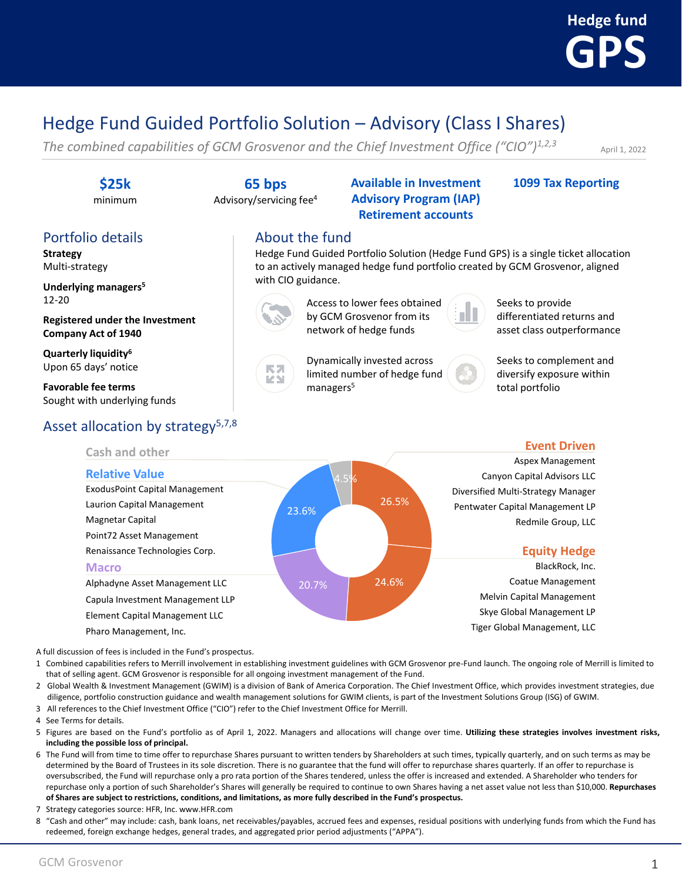# Hedge fund GPS

## Hedge Fund Guided Portfolio Solution – Advisory (Class I Shares)

*The combined capabilities of GCM Grosvenor and the Chief Investment Office ("CIO")[1,2,3]*

April 1, 2022

**$25k** minimum

**65 bps** Advisory/servicing fee[4]

**Available in Investment Advisory Program (IAP) Retirement accounts**

**1099 Tax Reporting**

### Portfolio details

**Strategy**
Multi-strategy

**Underlying managers[5]**
12-20

**Registered under the Investment Company Act of 1940**

**Quarterly liquidity[6]**
Upon 65 days' notice

**Favorable fee terms**
Sought with underlying funds

### About the fund

Hedge Fund Guided Portfolio Solution (Hedge Fund GPS) is a single ticket allocation to an actively managed hedge fund portfolio created by GCM Grosvenor, aligned with CIO guidance.

- Access to lower fees obtained by GCM Grosvenor from its network of hedge funds
- Seeks to provide differentiated returns and asset class outperformance
- Dynamically invested across limited number of hedge fund managers[5]
- Seeks to complement and diversify exposure within total portfolio

### Asset allocation by strategy[5,7,8]

| Strategy | Allocation | Managers |
|---|---|---|
| Event Driven | 26.5% | Aspex Management; Canyon Capital Advisors LLC; Diversified Multi-Strategy Manager; Pentwater Capital Management LP; Redmile Group, LLC |
| Equity Hedge | 24.6% | BlackRock, Inc.; Coatue Management; Melvin Capital Management; Skye Global Management LP; Tiger Global Management, LLC |
| Macro | 20.7% | Alphadyne Asset Management LLC; Capula Investment Management LLP; Element Capital Management LLC; Pharo Management, Inc. |
| Relative Value | 23.6% | ExodusPoint Capital Management; Laurion Capital Management; Magnetar Capital; Point72 Asset Management; Renaissance Technologies Corp. |
| Cash and other | 4.5% | |

A full discussion of fees is included in the Fund's prospectus.

1. Combined capabilities refers to Merrill involvement in establishing investment guidelines with GCM Grosvenor pre-Fund launch. The ongoing role of Merrill is limited to that of selling agent. GCM Grosvenor is responsible for all ongoing investment management of the Fund.
2. Global Wealth & Investment Management (GWIM) is a division of Bank of America Corporation. The Chief Investment Office, which provides investment strategies, due diligence, portfolio construction guidance and wealth management solutions for GWIM clients, is part of the Investment Solutions Group (ISG) of GWIM.
3. All references to the Chief Investment Office ("CIO") refer to the Chief Investment Office for Merrill.
4. See Terms for details.
5. Figures are based on the Fund's portfolio as of April 1, 2022. Managers and allocations will change over time. **Utilizing these strategies involves investment risks, including the possible loss of principal.**
6. The Fund will from time to time offer to repurchase Shares pursuant to written tenders by Shareholders at such times, typically quarterly, and on such terms as may be determined by the Board of Trustees in its sole discretion. There is no guarantee that the fund will offer to repurchase shares quarterly. If an offer to repurchase is oversubscribed, the Fund will repurchase only a pro rata portion of the Shares tendered, unless the offer is increased and extended. A Shareholder who tenders for repurchase only a portion of such Shareholder's Shares will generally be required to continue to own Shares having a net asset value not less than $10,000. **Repurchases of Shares are subject to restrictions, conditions, and limitations, as more fully described in the Fund's prospectus.**
7. Strategy categories source: HFR, Inc. www.HFR.com
8. "Cash and other" may include: cash, bank loans, net receivables/payables, accrued fees and expenses, residual positions with underlying funds from which the Fund has redeemed, foreign exchange hedges, general trades, and aggregated prior period adjustments ("APPA").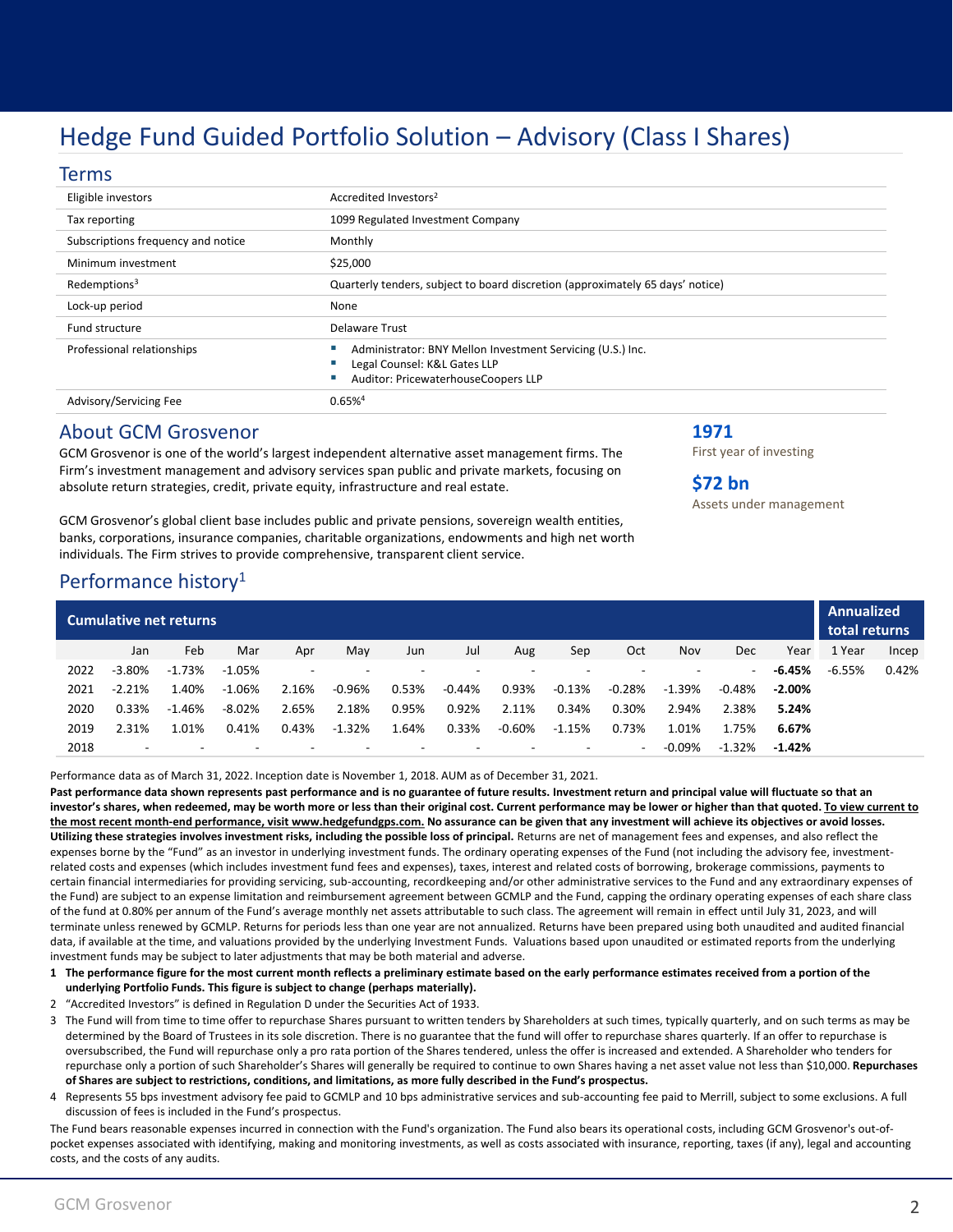# Hedge Fund Guided Portfolio Solution – Advisory (Class I Shares)

## Terms

| | |
|---|---|
| Eligible investors | Accredited Investors[2] |
| Tax reporting | 1099 Regulated Investment Company |
| Subscriptions frequency and notice | Monthly |
| Minimum investment | $25,000 |
| Redemptions[3] | Quarterly tenders, subject to board discretion (approximately 65 days' notice) |
| Lock-up period | None |
| Fund structure | Delaware Trust |
| Professional relationships | ▪ Administrator: BNY Mellon Investment Servicing (U.S.) Inc.<br>▪ Legal Counsel: K&L Gates LLP<br>▪ Auditor: PricewaterhouseCoopers LLP |
| Advisory/Servicing Fee | 0.65%[4] |

## About GCM Grosvenor

GCM Grosvenor is one of the world's largest independent alternative asset management firms. The Firm's investment management and advisory services span public and private markets, focusing on absolute return strategies, credit, private equity, infrastructure and real estate.

GCM Grosvenor's global client base includes public and private pensions, sovereign wealth entities, banks, corporations, insurance companies, charitable organizations, endowments and high net worth individuals. The Firm strives to provide comprehensive, transparent client service.

**1971**
First year of investing

**$72 bn**
Assets under management

## Performance history[1]

| Cumulative net returns | | | | | | | | | | | | | | Annualized total returns | |
|---|---|---|---|---|---|---|---|---|---|---|---|---|---|---|---|
| | Jan | Feb | Mar | Apr | May | Jun | Jul | Aug | Sep | Oct | Nov | Dec | Year | 1 Year | Incep |
| 2022 | -3.80% | -1.73% | -1.05% | - | - | - | - | - | - | - | - | - | **-6.45%** | -6.55% | 0.42% |
| 2021 | -2.21% | 1.40% | -1.06% | 2.16% | -0.96% | 0.53% | -0.44% | 0.93% | -0.13% | -0.28% | -1.39% | -0.48% | **-2.00%** | | |
| 2020 | 0.33% | -1.46% | -8.02% | 2.65% | 2.18% | 0.95% | 0.92% | 2.11% | 0.34% | 0.30% | 2.94% | 2.38% | **5.24%** | | |
| 2019 | 2.31% | 1.01% | 0.41% | 0.43% | -1.32% | 1.64% | 0.33% | -0.60% | -1.15% | 0.73% | 1.01% | 1.75% | **6.67%** | | |
| 2018 | - | - | - | - | - | - | - | - | - | - | -0.09% | -1.32% | **-1.42%** | | |

Performance data as of March 31, 2022. Inception date is November 1, 2018. AUM as of December 31, 2021.

**Past performance data shown represents past performance and is no guarantee of future results. Investment return and principal value will fluctuate so that an investor's shares, when redeemed, may be worth more or less than their original cost. Current performance may be lower or higher than that quoted. To view current to the most recent month-end performance, visit www.hedgefundgps.com. No assurance can be given that any investment will achieve its objectives or avoid losses. Utilizing these strategies involves investment risks, including the possible loss of principal.** Returns are net of management fees and expenses, and also reflect the expenses borne by the "Fund" as an investor in underlying investment funds. The ordinary operating expenses of the Fund (not including the advisory fee, investment-related costs and expenses (which includes investment fund fees and expenses), taxes, interest and related costs of borrowing, brokerage commissions, payments to certain financial intermediaries for providing servicing, sub-accounting, recordkeeping and/or other administrative services to the Fund and any extraordinary expenses of the Fund) are subject to an expense limitation and reimbursement agreement between GCMLP and the Fund, capping the ordinary operating expenses of each share class of the fund at 0.80% per annum of the Fund's average monthly net assets attributable to such class. The agreement will remain in effect until July 31, 2023, and will terminate unless renewed by GCMLP. Returns for periods less than one year are not annualized. Returns have been prepared using both unaudited and audited financial data, if available at the time, and valuations provided by the underlying Investment Funds. Valuations based upon unaudited or estimated reports from the underlying investment funds may be subject to later adjustments that may be both material and adverse.

1. **The performance figure for the most current month reflects a preliminary estimate based on the early performance estimates received from a portion of the underlying Portfolio Funds. This figure is subject to change (perhaps materially).**
2. "Accredited Investors" is defined in Regulation D under the Securities Act of 1933.
3. The Fund will from time to time offer to repurchase Shares pursuant to written tenders by Shareholders at such times, typically quarterly, and on such terms as may be determined by the Board of Trustees in its sole discretion. There is no guarantee that the fund will offer to repurchase shares quarterly. If an offer to repurchase is oversubscribed, the Fund will repurchase only a pro rata portion of the Shares tendered, unless the offer is increased and extended. A Shareholder who tenders for repurchase only a portion of such Shareholder's Shares will generally be required to continue to own Shares having a net asset value not less than $10,000. **Repurchases of Shares are subject to restrictions, conditions, and limitations, as more fully described in the Fund's prospectus.**
4. Represents 55 bps investment advisory fee paid to GCMLP and 10 bps administrative services and sub-accounting fee paid to Merrill, subject to some exclusions. A full discussion of fees is included in the Fund's prospectus.

The Fund bears reasonable expenses incurred in connection with the Fund's organization. The Fund also bears its operational costs, including GCM Grosvenor's out-of-pocket expenses associated with identifying, making and monitoring investments, as well as costs associated with insurance, reporting, taxes (if any), legal and accounting costs, and the costs of any audits.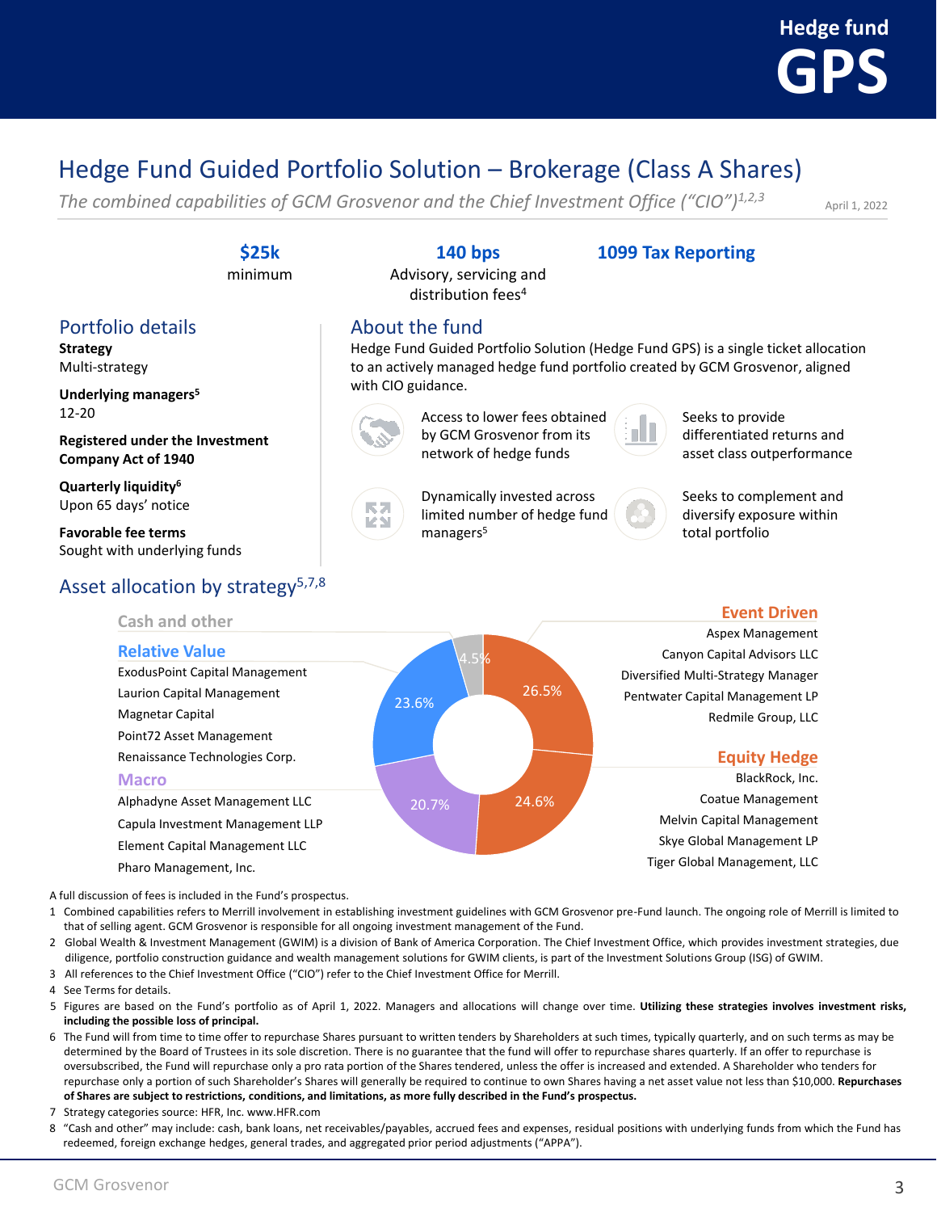# Hedge Fund Guided Portfolio Solution – Brokerage (Class A Shares)

*The combined capabilities of GCM Grosvenor and the Chief Investment Office ("CIO")*[1,2,3]

April 1, 2022

**$25k**
minimum

**140 bps**
Advisory, servicing and distribution fees[4]

**1099 Tax Reporting**

## Portfolio details

**Strategy**
Multi-strategy

**Underlying managers**[5]
12-20

**Registered under the Investment Company Act of 1940**

**Quarterly liquidity**[6]
Upon 65 days' notice

**Favorable fee terms**
Sought with underlying funds

## About the fund

Hedge Fund Guided Portfolio Solution (Hedge Fund GPS) is a single ticket allocation to an actively managed hedge fund portfolio created by GCM Grosvenor, aligned with CIO guidance.

- Access to lower fees obtained by GCM Grosvenor from its network of hedge funds
- Seeks to provide differentiated returns and asset class outperformance
- Dynamically invested across limited number of hedge fund managers[5]
- Seeks to complement and diversify exposure within total portfolio

## Asset allocation by strategy[5,7,8]

| Strategy | Allocation |
|---|---|
| Event Driven | 26.5% |
| Equity Hedge | 24.6% |
| Macro | 20.7% |
| Relative Value | 23.6% |
| Cash and other | 4.5% |

**Cash and other**

**Relative Value**
- ExodusPoint Capital Management
- Laurion Capital Management
- Magnetar Capital
- Point72 Asset Management
- Renaissance Technologies Corp.

**Macro**
- Alphadyne Asset Management LLC
- Capula Investment Management LLP
- Element Capital Management LLC
- Pharo Management, Inc.

**Event Driven**
- Aspex Management
- Canyon Capital Advisors LLC
- Diversified Multi-Strategy Manager
- Pentwater Capital Management LP
- Redmile Group, LLC

**Equity Hedge**
- BlackRock, Inc.
- Coatue Management
- Melvin Capital Management
- Skye Global Management LP
- Tiger Global Management, LLC

A full discussion of fees is included in the Fund's prospectus.

1. Combined capabilities refers to Merrill involvement in establishing investment guidelines with GCM Grosvenor pre-Fund launch. The ongoing role of Merrill is limited to that of selling agent. GCM Grosvenor is responsible for all ongoing investment management of the Fund.
2. Global Wealth & Investment Management (GWIM) is a division of Bank of America Corporation. The Chief Investment Office, which provides investment strategies, due diligence, portfolio construction guidance and wealth management solutions for GWIM clients, is part of the Investment Solutions Group (ISG) of GWIM.
3. All references to the Chief Investment Office ("CIO") refer to the Chief Investment Office for Merrill.
4. See Terms for details.
5. Figures are based on the Fund's portfolio as of April 1, 2022. Managers and allocations will change over time. **Utilizing these strategies involves investment risks, including the possible loss of principal.**
6. The Fund will from time to time offer to repurchase Shares pursuant to written tenders by Shareholders at such times, typically quarterly, and on such terms as may be determined by the Board of Trustees in its sole discretion. There is no guarantee that the fund will offer to repurchase shares quarterly. If an offer to repurchase is oversubscribed, the Fund will repurchase only a pro rata portion of the Shares tendered, unless the offer is increased and extended. A Shareholder who tenders for repurchase only a portion of such Shareholder's Shares will generally be required to continue to own Shares having a net asset value not less than $10,000. **Repurchases of Shares are subject to restrictions, conditions, and limitations, as more fully described in the Fund's prospectus.**
7. Strategy categories source: HFR, Inc. www.HFR.com
8. "Cash and other" may include: cash, bank loans, net receivables/payables, accrued fees and expenses, residual positions with underlying funds from which the Fund has redeemed, foreign exchange hedges, general trades, and aggregated prior period adjustments ("APPA").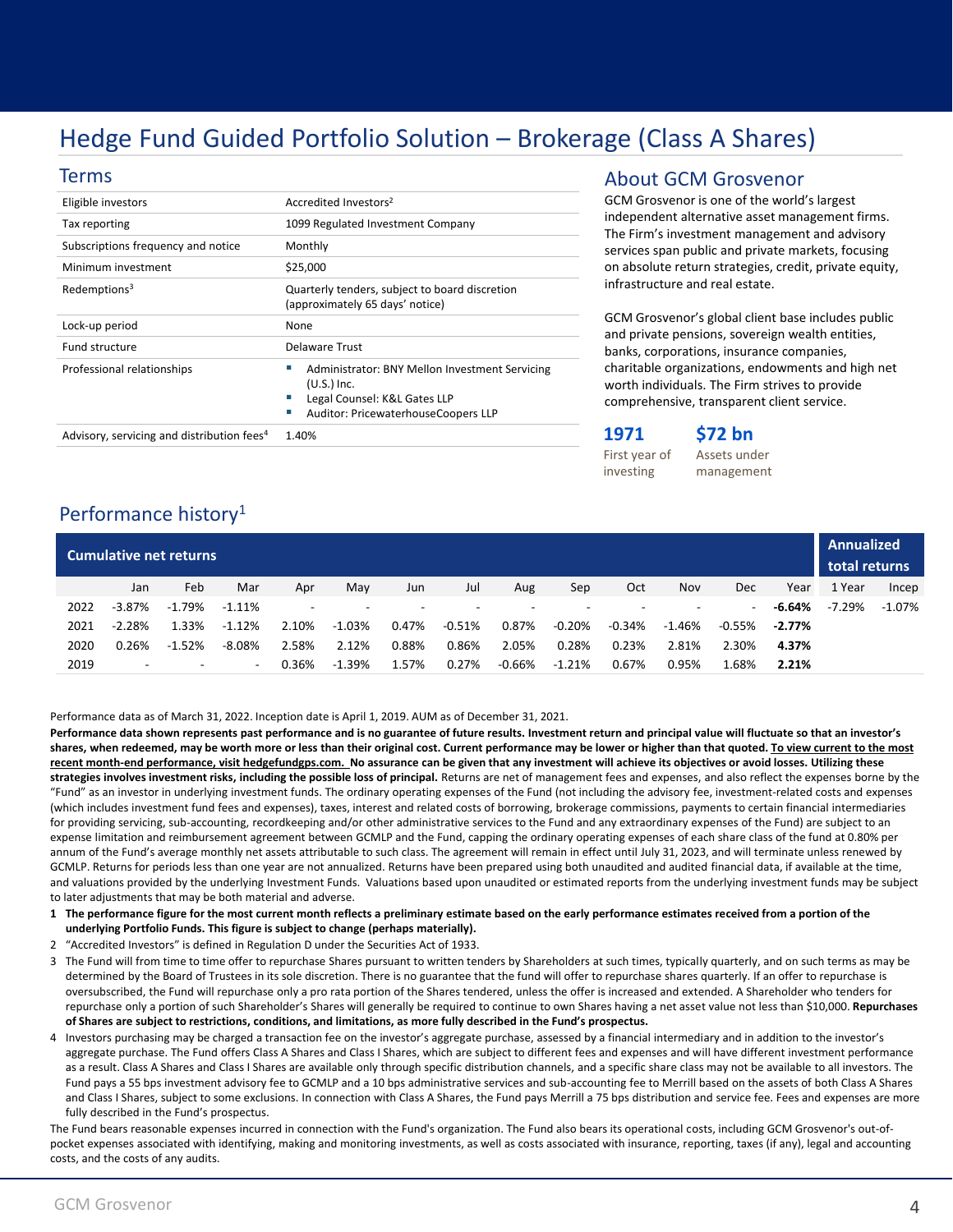# Hedge Fund Guided Portfolio Solution – Brokerage (Class A Shares)

## Terms

| | |
|---|---|
| Eligible investors | Accredited Investors[2] |
| Tax reporting | 1099 Regulated Investment Company |
| Subscriptions frequency and notice | Monthly |
| Minimum investment | $25,000 |
| Redemptions[3] | Quarterly tenders, subject to board discretion (approximately 65 days' notice) |
| Lock-up period | None |
| Fund structure | Delaware Trust |
| Professional relationships | ▪ Administrator: BNY Mellon Investment Servicing (U.S.) Inc.<br>▪ Legal Counsel: K&L Gates LLP<br>▪ Auditor: PricewaterhouseCoopers LLP |
| Advisory, servicing and distribution fees[4] | 1.40% |

## About GCM Grosvenor

GCM Grosvenor is one of the world's largest independent alternative asset management firms. The Firm's investment management and advisory services span public and private markets, focusing on absolute return strategies, credit, private equity, infrastructure and real estate.

GCM Grosvenor's global client base includes public and private pensions, sovereign wealth entities, banks, corporations, insurance companies, charitable organizations, endowments and high net worth individuals. The Firm strives to provide comprehensive, transparent client service.

**1971** First year of investing

**$72 bn** Assets under management

## Performance history[1]

| Cumulative net returns | | | | | | | | | | | | | | Annualized total returns | |
|---|---|---|---|---|---|---|---|---|---|---|---|---|---|---|---|
| | Jan | Feb | Mar | Apr | May | Jun | Jul | Aug | Sep | Oct | Nov | Dec | Year | 1 Year | Incep |
| 2022 | -3.87% | -1.79% | -1.11% | - | - | - | - | - | - | - | - | - | **-6.64%** | -7.29% | -1.07% |
| 2021 | -2.28% | 1.33% | -1.12% | 2.10% | -1.03% | 0.47% | -0.51% | 0.87% | -0.20% | -0.34% | -1.46% | -0.55% | **-2.77%** | | |
| 2020 | 0.26% | -1.52% | -8.08% | 2.58% | 2.12% | 0.88% | 0.86% | 2.05% | 0.28% | 0.23% | 2.81% | 2.30% | **4.37%** | | |
| 2019 | - | - | - | 0.36% | -1.39% | 1.57% | 0.27% | -0.66% | -1.21% | 0.67% | 0.95% | 1.68% | **2.21%** | | |

Performance data as of March 31, 2022. Inception date is April 1, 2019. AUM as of December 31, 2021.

**Performance data shown represents past performance and is no guarantee of future results. Investment return and principal value will fluctuate so that an investor's shares, when redeemed, may be worth more or less than their original cost. Current performance may be lower or higher than that quoted. To view current to the most recent month-end performance, visit hedgefundgps.com. No assurance can be given that any investment will achieve its objectives or avoid losses. Utilizing these strategies involves investment risks, including the possible loss of principal.** Returns are net of management fees and expenses, and also reflect the expenses borne by the "Fund" as an investor in underlying investment funds. The ordinary operating expenses of the Fund (not including the advisory fee, investment-related costs and expenses (which includes investment fund fees and expenses), taxes, interest and related costs of borrowing, brokerage commissions, payments to certain financial intermediaries for providing servicing, sub-accounting, recordkeeping and/or other administrative services to the Fund and any extraordinary expenses of the Fund) are subject to an expense limitation and reimbursement agreement between GCMLP and the Fund, capping the ordinary operating expenses of each share class of the fund at 0.80% per annum of the Fund's average monthly net assets attributable to such class. The agreement will remain in effect until July 31, 2023, and will terminate unless renewed by GCMLP. Returns for periods less than one year are not annualized. Returns have been prepared using both unaudited and audited financial data, if available at the time, and valuations provided by the underlying Investment Funds. Valuations based upon unaudited or estimated reports from the underlying investment funds may be subject to later adjustments that may be both material and adverse.

1 **The performance figure for the most current month reflects a preliminary estimate based on the early performance estimates received from a portion of the underlying Portfolio Funds. This figure is subject to change (perhaps materially).**

2 "Accredited Investors" is defined in Regulation D under the Securities Act of 1933.

3 The Fund will from time to time offer to repurchase Shares pursuant to written tenders by Shareholders at such times, typically quarterly, and on such terms as may be determined by the Board of Trustees in its sole discretion. There is no guarantee that the fund will offer to repurchase shares quarterly. If an offer to repurchase is oversubscribed, the Fund will repurchase only a pro rata portion of the Shares tendered, unless the offer is increased and extended. A Shareholder who tenders for repurchase only a portion of such Shareholder's Shares will generally be required to continue to own Shares having a net asset value not less than $10,000. **Repurchases of Shares are subject to restrictions, conditions, and limitations, as more fully described in the Fund's prospectus.**

4 Investors purchasing may be charged a transaction fee on the investor's aggregate purchase, assessed by a financial intermediary and in addition to the investor's aggregate purchase. The Fund offers Class A Shares and Class I Shares, which are subject to different fees and expenses and will have different investment performance as a result. Class A Shares and Class I Shares are available only through specific distribution channels, and a specific share class may not be available to all investors. The Fund pays a 55 bps investment advisory fee to GCMLP and a 10 bps administrative services and sub-accounting fee to Merrill based on the assets of both Class A Shares and Class I Shares, subject to some exclusions. In connection with Class A Shares, the Fund pays Merrill a 75 bps distribution and service fee. Fees and expenses are more fully described in the Fund's prospectus.

The Fund bears reasonable expenses incurred in connection with the Fund's organization. The Fund also bears its operational costs, including GCM Grosvenor's out-of-pocket expenses associated with identifying, making and monitoring investments, as well as costs associated with insurance, reporting, taxes (if any), legal and accounting costs, and the costs of any audits.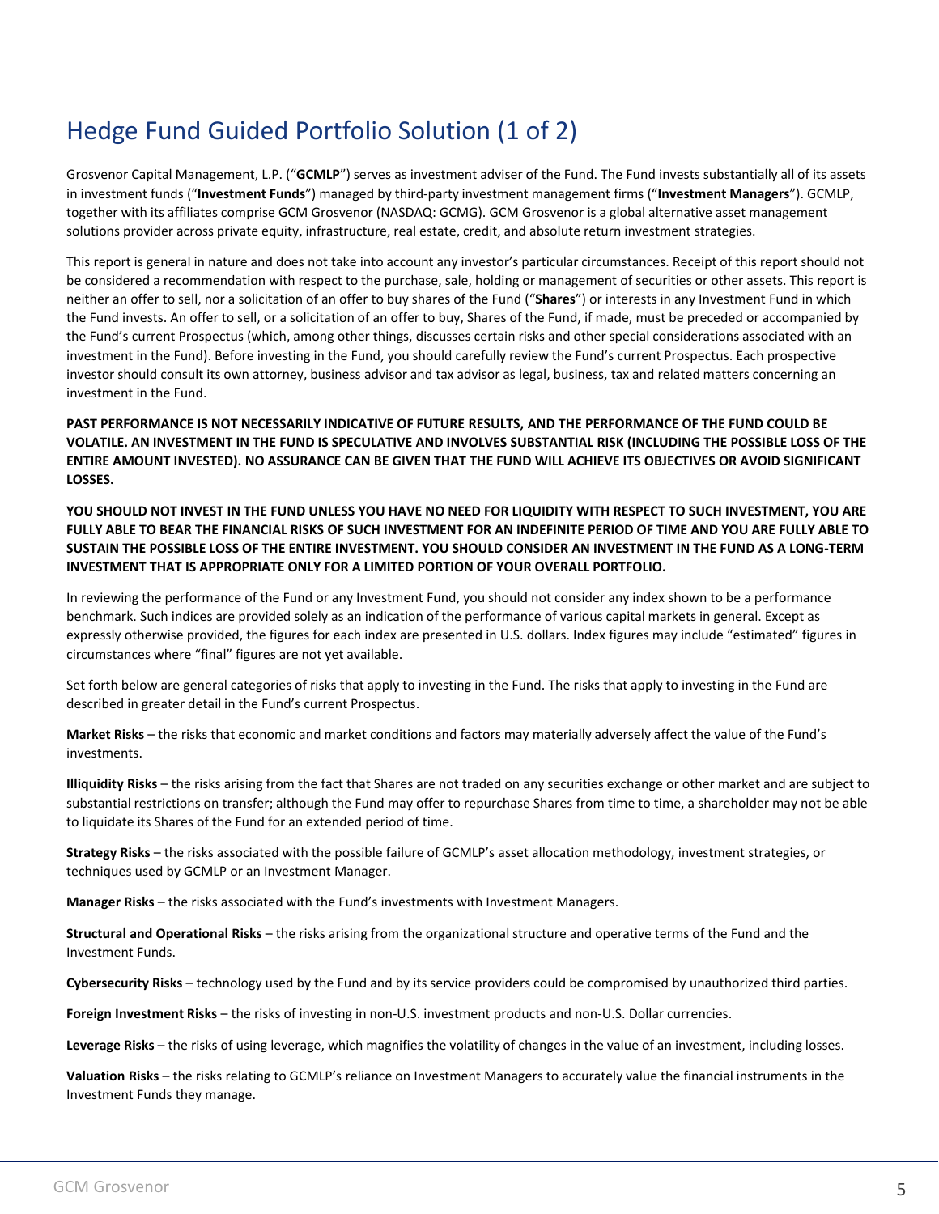# Hedge Fund Guided Portfolio Solution (1 of 2)

Grosvenor Capital Management, L.P. ("**GCMLP**") serves as investment adviser of the Fund. The Fund invests substantially all of its assets in investment funds ("**Investment Funds**") managed by third-party investment management firms ("**Investment Managers**"). GCMLP, together with its affiliates comprise GCM Grosvenor (NASDAQ: GCMG). GCM Grosvenor is a global alternative asset management solutions provider across private equity, infrastructure, real estate, credit, and absolute return investment strategies.

This report is general in nature and does not take into account any investor's particular circumstances. Receipt of this report should not be considered a recommendation with respect to the purchase, sale, holding or management of securities or other assets. This report is neither an offer to sell, nor a solicitation of an offer to buy shares of the Fund ("**Shares**") or interests in any Investment Fund in which the Fund invests. An offer to sell, or a solicitation of an offer to buy, Shares of the Fund, if made, must be preceded or accompanied by the Fund's current Prospectus (which, among other things, discusses certain risks and other special considerations associated with an investment in the Fund). Before investing in the Fund, you should carefully review the Fund's current Prospectus. Each prospective investor should consult its own attorney, business advisor and tax advisor as legal, business, tax and related matters concerning an investment in the Fund.

**PAST PERFORMANCE IS NOT NECESSARILY INDICATIVE OF FUTURE RESULTS, AND THE PERFORMANCE OF THE FUND COULD BE VOLATILE. AN INVESTMENT IN THE FUND IS SPECULATIVE AND INVOLVES SUBSTANTIAL RISK (INCLUDING THE POSSIBLE LOSS OF THE ENTIRE AMOUNT INVESTED). NO ASSURANCE CAN BE GIVEN THAT THE FUND WILL ACHIEVE ITS OBJECTIVES OR AVOID SIGNIFICANT LOSSES.**

**YOU SHOULD NOT INVEST IN THE FUND UNLESS YOU HAVE NO NEED FOR LIQUIDITY WITH RESPECT TO SUCH INVESTMENT, YOU ARE FULLY ABLE TO BEAR THE FINANCIAL RISKS OF SUCH INVESTMENT FOR AN INDEFINITE PERIOD OF TIME AND YOU ARE FULLY ABLE TO SUSTAIN THE POSSIBLE LOSS OF THE ENTIRE INVESTMENT. YOU SHOULD CONSIDER AN INVESTMENT IN THE FUND AS A LONG-TERM INVESTMENT THAT IS APPROPRIATE ONLY FOR A LIMITED PORTION OF YOUR OVERALL PORTFOLIO.**

In reviewing the performance of the Fund or any Investment Fund, you should not consider any index shown to be a performance benchmark. Such indices are provided solely as an indication of the performance of various capital markets in general. Except as expressly otherwise provided, the figures for each index are presented in U.S. dollars. Index figures may include "estimated" figures in circumstances where "final" figures are not yet available.

Set forth below are general categories of risks that apply to investing in the Fund. The risks that apply to investing in the Fund are described in greater detail in the Fund's current Prospectus.

**Market Risks** – the risks that economic and market conditions and factors may materially adversely affect the value of the Fund's investments.

**Illiquidity Risks** – the risks arising from the fact that Shares are not traded on any securities exchange or other market and are subject to substantial restrictions on transfer; although the Fund may offer to repurchase Shares from time to time, a shareholder may not be able to liquidate its Shares of the Fund for an extended period of time.

**Strategy Risks** – the risks associated with the possible failure of GCMLP's asset allocation methodology, investment strategies, or techniques used by GCMLP or an Investment Manager.

**Manager Risks** – the risks associated with the Fund's investments with Investment Managers.

**Structural and Operational Risks** – the risks arising from the organizational structure and operative terms of the Fund and the Investment Funds.

**Cybersecurity Risks** – technology used by the Fund and by its service providers could be compromised by unauthorized third parties.

**Foreign Investment Risks** – the risks of investing in non-U.S. investment products and non-U.S. Dollar currencies.

**Leverage Risks** – the risks of using leverage, which magnifies the volatility of changes in the value of an investment, including losses.

**Valuation Risks** – the risks relating to GCMLP's reliance on Investment Managers to accurately value the financial instruments in the Investment Funds they manage.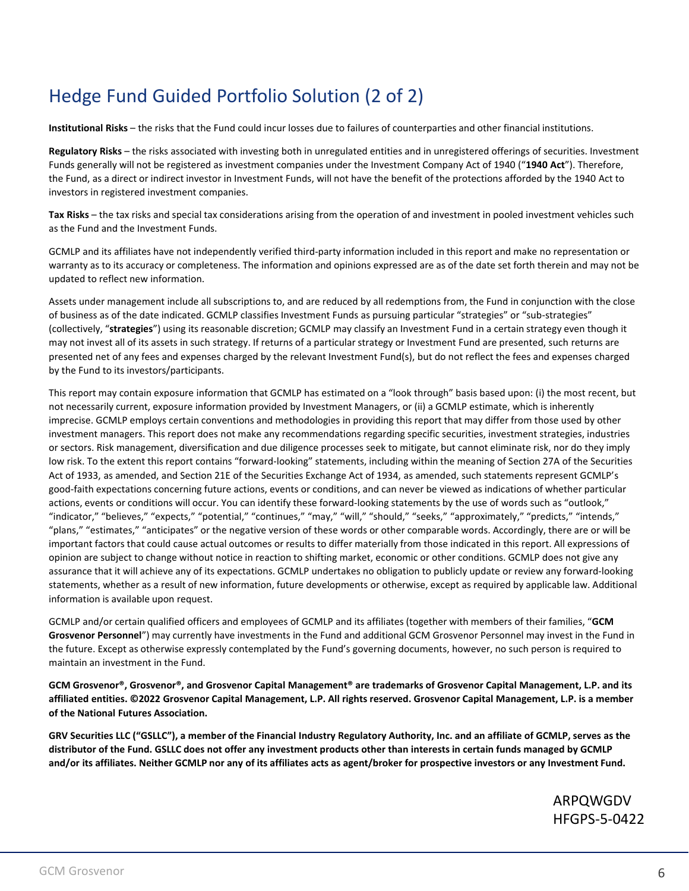# Hedge Fund Guided Portfolio Solution (2 of 2)

**Institutional Risks** – the risks that the Fund could incur losses due to failures of counterparties and other financial institutions.

**Regulatory Risks** – the risks associated with investing both in unregulated entities and in unregistered offerings of securities. Investment Funds generally will not be registered as investment companies under the Investment Company Act of 1940 ("**1940 Act**"). Therefore, the Fund, as a direct or indirect investor in Investment Funds, will not have the benefit of the protections afforded by the 1940 Act to investors in registered investment companies.

**Tax Risks** – the tax risks and special tax considerations arising from the operation of and investment in pooled investment vehicles such as the Fund and the Investment Funds.

GCMLP and its affiliates have not independently verified third-party information included in this report and make no representation or warranty as to its accuracy or completeness. The information and opinions expressed are as of the date set forth therein and may not be updated to reflect new information.

Assets under management include all subscriptions to, and are reduced by all redemptions from, the Fund in conjunction with the close of business as of the date indicated. GCMLP classifies Investment Funds as pursuing particular "strategies" or "sub-strategies" (collectively, "**strategies**") using its reasonable discretion; GCMLP may classify an Investment Fund in a certain strategy even though it may not invest all of its assets in such strategy. If returns of a particular strategy or Investment Fund are presented, such returns are presented net of any fees and expenses charged by the relevant Investment Fund(s), but do not reflect the fees and expenses charged by the Fund to its investors/participants.

This report may contain exposure information that GCMLP has estimated on a "look through" basis based upon: (i) the most recent, but not necessarily current, exposure information provided by Investment Managers, or (ii) a GCMLP estimate, which is inherently imprecise. GCMLP employs certain conventions and methodologies in providing this report that may differ from those used by other investment managers. This report does not make any recommendations regarding specific securities, investment strategies, industries or sectors. Risk management, diversification and due diligence processes seek to mitigate, but cannot eliminate risk, nor do they imply low risk. To the extent this report contains "forward-looking" statements, including within the meaning of Section 27A of the Securities Act of 1933, as amended, and Section 21E of the Securities Exchange Act of 1934, as amended, such statements represent GCMLP's good-faith expectations concerning future actions, events or conditions, and can never be viewed as indications of whether particular actions, events or conditions will occur. You can identify these forward-looking statements by the use of words such as "outlook," "indicator," "believes," "expects," "potential," "continues," "may," "will," "should," "seeks," "approximately," "predicts," "intends," "plans," "estimates," "anticipates" or the negative version of these words or other comparable words. Accordingly, there are or will be important factors that could cause actual outcomes or results to differ materially from those indicated in this report. All expressions of opinion are subject to change without notice in reaction to shifting market, economic or other conditions. GCMLP does not give any assurance that it will achieve any of its expectations. GCMLP undertakes no obligation to publicly update or review any forward-looking statements, whether as a result of new information, future developments or otherwise, except as required by applicable law. Additional information is available upon request.

GCMLP and/or certain qualified officers and employees of GCMLP and its affiliates (together with members of their families, "**GCM Grosvenor Personnel**") may currently have investments in the Fund and additional GCM Grosvenor Personnel may invest in the Fund in the future. Except as otherwise expressly contemplated by the Fund's governing documents, however, no such person is required to maintain an investment in the Fund.

**GCM Grosvenor®, Grosvenor®, and Grosvenor Capital Management® are trademarks of Grosvenor Capital Management, L.P. and its affiliated entities. ©2022 Grosvenor Capital Management, L.P. All rights reserved. Grosvenor Capital Management, L.P. is a member of the National Futures Association.**

**GRV Securities LLC ("GSLLC"), a member of the Financial Industry Regulatory Authority, Inc. and an affiliate of GCMLP, serves as the distributor of the Fund. GSLLC does not offer any investment products other than interests in certain funds managed by GCMLP and/or its affiliates. Neither GCMLP nor any of its affiliates acts as agent/broker for prospective investors or any Investment Fund.**

ARPQWGDV
HFGPS-5-0422